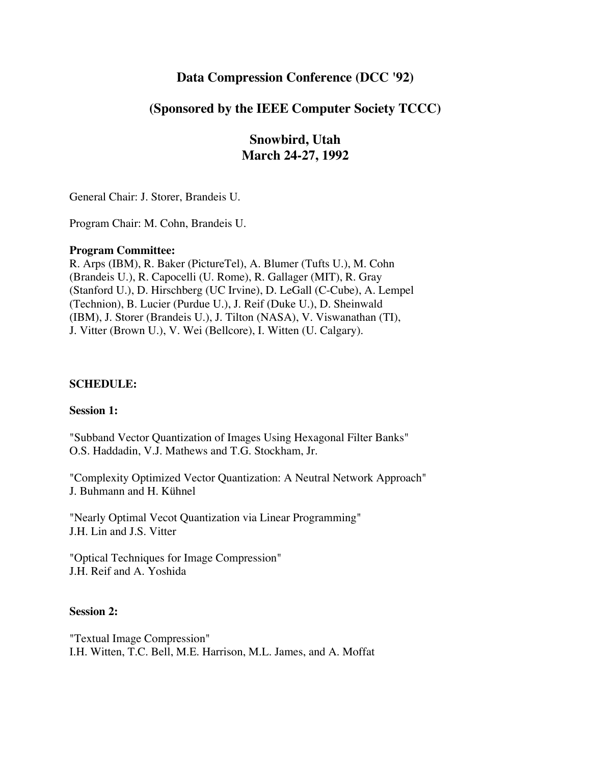# Data Compression Conference (DCC '92)

## (Sponsored by the IEEE Computer Society TCCC)

## Snowbird, Utah
## March 24-27, 1992

General Chair: J. Storer, Brandeis U.

Program Chair: M. Cohn, Brandeis U.

**Program Committee:**
R. Arps (IBM), R. Baker (PictureTel), A. Blumer (Tufts U.), M. Cohn (Brandeis U.), R. Capocelli (U. Rome), R. Gallager (MIT), R. Gray (Stanford U.), D. Hirschberg (UC Irvine), D. LeGall (C-Cube), A. Lempel (Technion), B. Lucier (Purdue U.), J. Reif (Duke U.), D. Sheinwald (IBM), J. Storer (Brandeis U.), J. Tilton (NASA), V. Viswanathan (TI), J. Vitter (Brown U.), V. Wei (Bellcore), I. Witten (U. Calgary).

**SCHEDULE:**

**Session 1:**

"Subband Vector Quantization of Images Using Hexagonal Filter Banks"
O.S. Haddadin, V.J. Mathews and T.G. Stockham, Jr.

"Complexity Optimized Vector Quantization: A Neutral Network Approach"
J. Buhmann and H. Kühnel

"Nearly Optimal Vecot Quantization via Linear Programming"
J.H. Lin and J.S. Vitter

"Optical Techniques for Image Compression"
J.H. Reif and A. Yoshida

**Session 2:**

"Textual Image Compression"
I.H. Witten, T.C. Bell, M.E. Harrison, M.L. James, and A. Moffat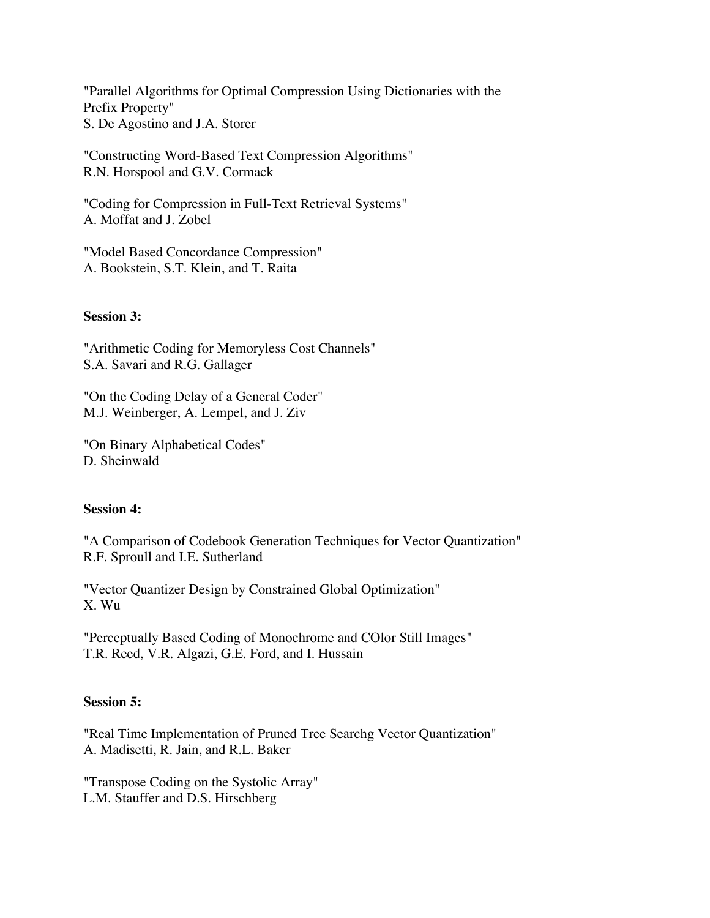"Parallel Algorithms for Optimal Compression Using Dictionaries with the Prefix Property"
S. De Agostino and J.A. Storer

"Constructing Word-Based Text Compression Algorithms"
R.N. Horspool and G.V. Cormack

"Coding for Compression in Full-Text Retrieval Systems"
A. Moffat and J. Zobel

"Model Based Concordance Compression"
A. Bookstein, S.T. Klein, and T. Raita

**Session 3:**

"Arithmetic Coding for Memoryless Cost Channels"
S.A. Savari and R.G. Gallager

"On the Coding Delay of a General Coder"
M.J. Weinberger, A. Lempel, and J. Ziv

"On Binary Alphabetical Codes"
D. Sheinwald

**Session 4:**

"A Comparison of Codebook Generation Techniques for Vector Quantization"
R.F. Sproull and I.E. Sutherland

"Vector Quantizer Design by Constrained Global Optimization"
X. Wu

"Perceptually Based Coding of Monochrome and COlor Still Images"
T.R. Reed, V.R. Algazi, G.E. Ford, and I. Hussain

**Session 5:**

"Real Time Implementation of Pruned Tree Searchg Vector Quantization"
A. Madisetti, R. Jain, and R.L. Baker

"Transpose Coding on the Systolic Array"
L.M. Stauffer and D.S. Hirschberg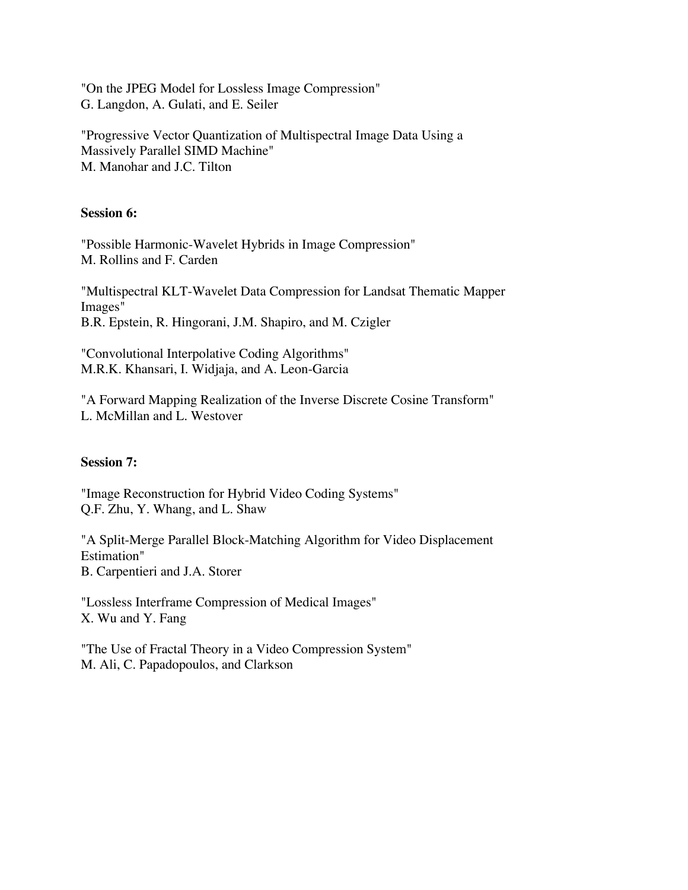"On the JPEG Model for Lossless Image Compression"
G. Langdon, A. Gulati, and E. Seiler

"Progressive Vector Quantization of Multispectral Image Data Using a Massively Parallel SIMD Machine"
M. Manohar and J.C. Tilton

**Session 6:**

"Possible Harmonic-Wavelet Hybrids in Image Compression"
M. Rollins and F. Carden

"Multispectral KLT-Wavelet Data Compression for Landsat Thematic Mapper Images"
B.R. Epstein, R. Hingorani, J.M. Shapiro, and M. Czigler

"Convolutional Interpolative Coding Algorithms"
M.R.K. Khansari, I. Widjaja, and A. Leon-Garcia

"A Forward Mapping Realization of the Inverse Discrete Cosine Transform"
L. McMillan and L. Westover

**Session 7:**

"Image Reconstruction for Hybrid Video Coding Systems"
Q.F. Zhu, Y. Whang, and L. Shaw

"A Split-Merge Parallel Block-Matching Algorithm for Video Displacement Estimation"
B. Carpentieri and J.A. Storer

"Lossless Interframe Compression of Medical Images"
X. Wu and Y. Fang

"The Use of Fractal Theory in a Video Compression System"
M. Ali, C. Papadopoulos, and Clarkson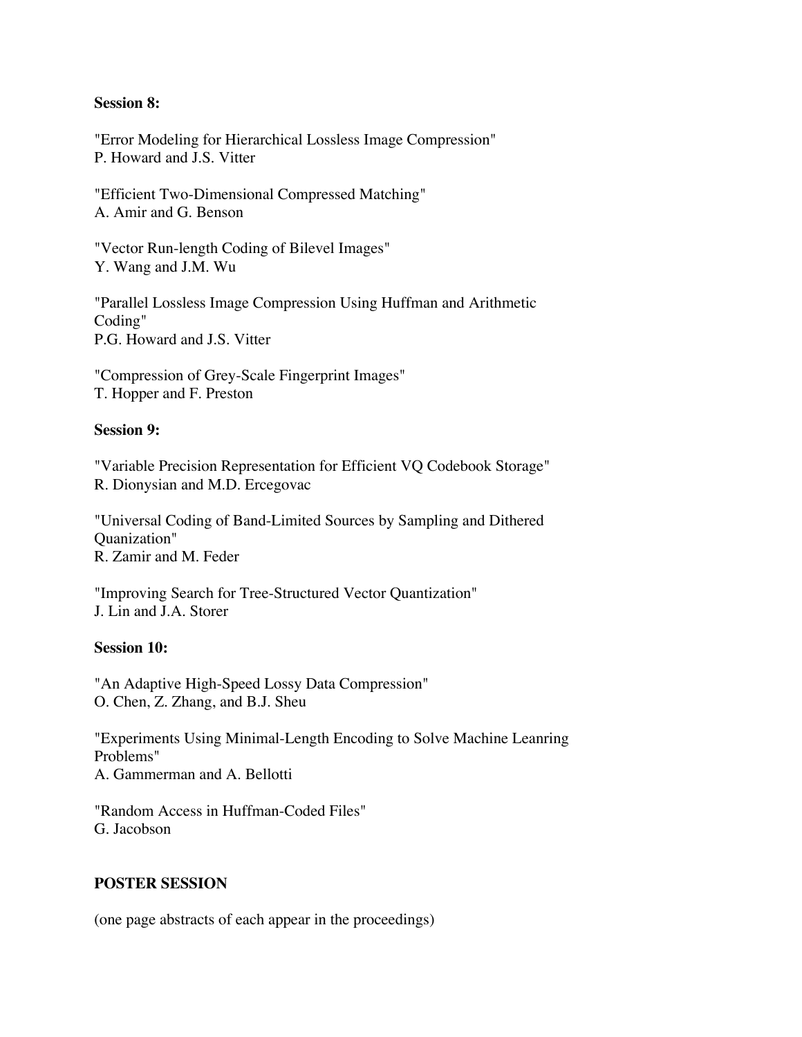**Session 8:**

"Error Modeling for Hierarchical Lossless Image Compression"
P. Howard and J.S. Vitter

"Efficient Two-Dimensional Compressed Matching"
A. Amir and G. Benson

"Vector Run-length Coding of Bilevel Images"
Y. Wang and J.M. Wu

"Parallel Lossless Image Compression Using Huffman and Arithmetic Coding"
P.G. Howard and J.S. Vitter

"Compression of Grey-Scale Fingerprint Images"
T. Hopper and F. Preston

**Session 9:**

"Variable Precision Representation for Efficient VQ Codebook Storage"
R. Dionysian and M.D. Ercegovac

"Universal Coding of Band-Limited Sources by Sampling and Dithered Quanization"
R. Zamir and M. Feder

"Improving Search for Tree-Structured Vector Quantization"
J. Lin and J.A. Storer

**Session 10:**

"An Adaptive High-Speed Lossy Data Compression"
O. Chen, Z. Zhang, and B.J. Sheu

"Experiments Using Minimal-Length Encoding to Solve Machine Leanring Problems"
A. Gammerman and A. Bellotti

"Random Access in Huffman-Coded Files"
G. Jacobson

**POSTER SESSION**

(one page abstracts of each appear in the proceedings)